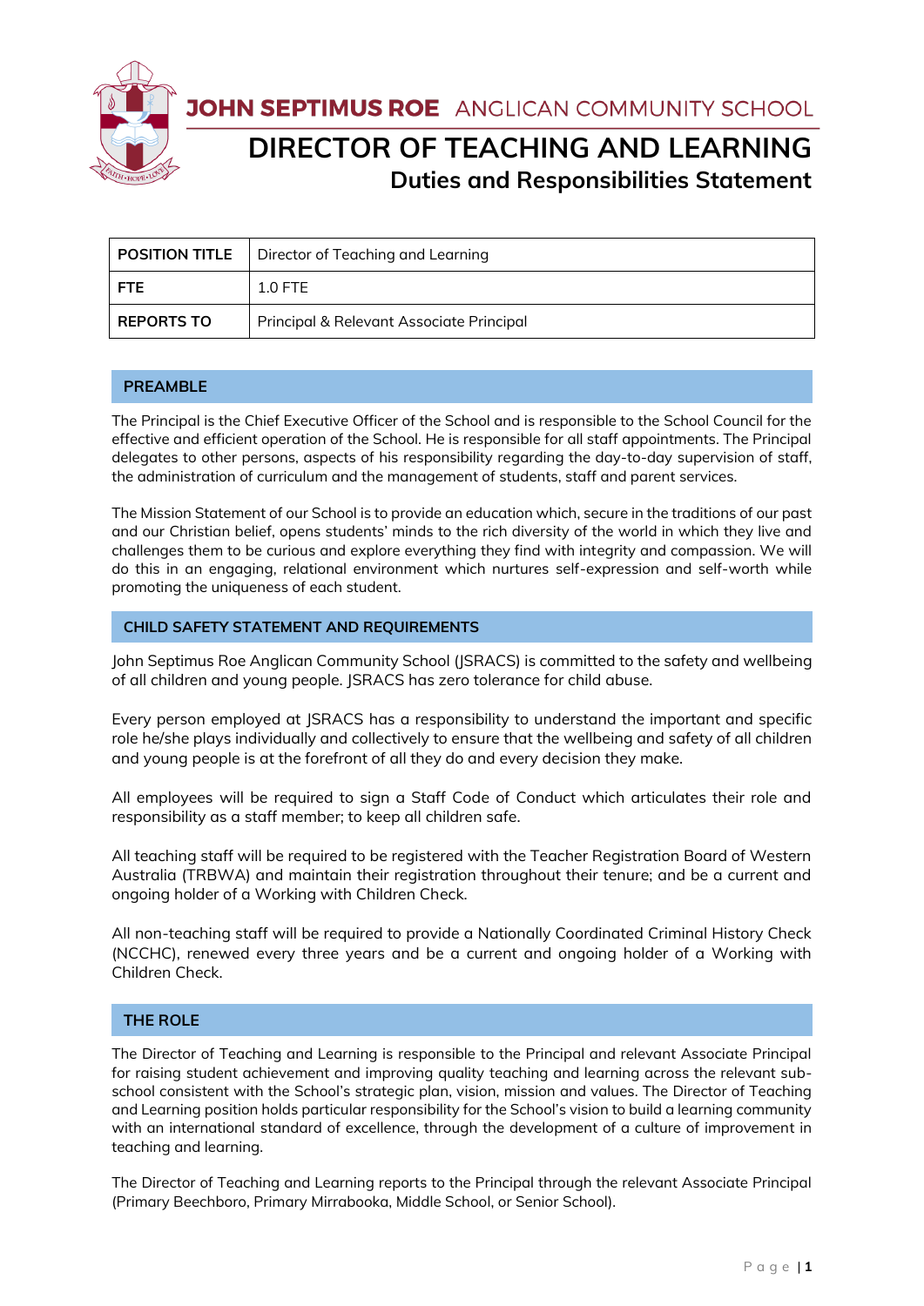# JOHN SEPTIMUS ROE ANGLICAN COMMUNITY SCHOOL

# DIRECTOR OF TEACHING AND LEARNING

## Duties and Responsibilities Statement

| **POSITION TITLE** | Director of Teaching and Learning |
|---|---|
| **FTE** | 1.0 FTE |
| **REPORTS TO** | Principal & Relevant Associate Principal |

## PREAMBLE

The Principal is the Chief Executive Officer of the School and is responsible to the School Council for the effective and efficient operation of the School. He is responsible for all staff appointments. The Principal delegates to other persons, aspects of his responsibility regarding the day-to-day supervision of staff, the administration of curriculum and the management of students, staff and parent services.

The Mission Statement of our School is to provide an education which, secure in the traditions of our past and our Christian belief, opens students' minds to the rich diversity of the world in which they live and challenges them to be curious and explore everything they find with integrity and compassion. We will do this in an engaging, relational environment which nurtures self-expression and self-worth while promoting the uniqueness of each student.

## CHILD SAFETY STATEMENT AND REQUIREMENTS

John Septimus Roe Anglican Community School (JSRACS) is committed to the safety and wellbeing of all children and young people. JSRACS has zero tolerance for child abuse.

Every person employed at JSRACS has a responsibility to understand the important and specific role he/she plays individually and collectively to ensure that the wellbeing and safety of all children and young people is at the forefront of all they do and every decision they make.

All employees will be required to sign a Staff Code of Conduct which articulates their role and responsibility as a staff member; to keep all children safe.

All teaching staff will be required to be registered with the Teacher Registration Board of Western Australia (TRBWA) and maintain their registration throughout their tenure; and be a current and ongoing holder of a Working with Children Check.

All non-teaching staff will be required to provide a Nationally Coordinated Criminal History Check (NCCHC), renewed every three years and be a current and ongoing holder of a Working with Children Check.

## THE ROLE

The Director of Teaching and Learning is responsible to the Principal and relevant Associate Principal for raising student achievement and improving quality teaching and learning across the relevant sub-school consistent with the School's strategic plan, vision, mission and values. The Director of Teaching and Learning position holds particular responsibility for the School's vision to build a learning community with an international standard of excellence, through the development of a culture of improvement in teaching and learning.

The Director of Teaching and Learning reports to the Principal through the relevant Associate Principal (Primary Beechboro, Primary Mirrabooka, Middle School, or Senior School).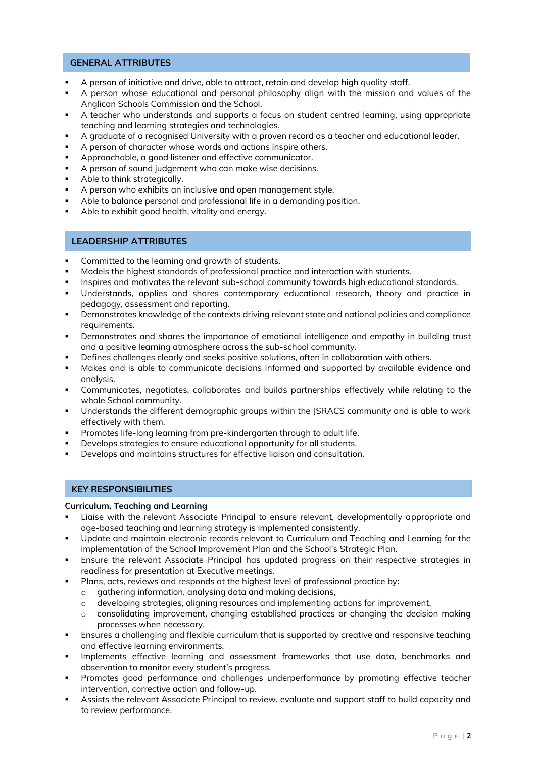## GENERAL ATTRIBUTES

- A person of initiative and drive, able to attract, retain and develop high quality staff.
- A person whose educational and personal philosophy align with the mission and values of the Anglican Schools Commission and the School.
- A teacher who understands and supports a focus on student centred learning, using appropriate teaching and learning strategies and technologies.
- A graduate of a recognised University with a proven record as a teacher and educational leader.
- A person of character whose words and actions inspire others.
- Approachable, a good listener and effective communicator.
- A person of sound judgement who can make wise decisions.
- Able to think strategically.
- A person who exhibits an inclusive and open management style.
- Able to balance personal and professional life in a demanding position.
- Able to exhibit good health, vitality and energy.

## LEADERSHIP ATTRIBUTES

- Committed to the learning and growth of students.
- Models the highest standards of professional practice and interaction with students.
- Inspires and motivates the relevant sub-school community towards high educational standards.
- Understands, applies and shares contemporary educational research, theory and practice in pedagogy, assessment and reporting.
- Demonstrates knowledge of the contexts driving relevant state and national policies and compliance requirements.
- Demonstrates and shares the importance of emotional intelligence and empathy in building trust and a positive learning atmosphere across the sub-school community.
- Defines challenges clearly and seeks positive solutions, often in collaboration with others.
- Makes and is able to communicate decisions informed and supported by available evidence and analysis.
- Communicates, negotiates, collaborates and builds partnerships effectively while relating to the whole School community.
- Understands the different demographic groups within the JSRACS community and is able to work effectively with them.
- Promotes life-long learning from pre-kindergarten through to adult life.
- Develops strategies to ensure educational opportunity for all students.
- Develops and maintains structures for effective liaison and consultation.

## KEY RESPONSIBILITIES

**Curriculum, Teaching and Learning**

- Liaise with the relevant Associate Principal to ensure relevant, developmentally appropriate and age-based teaching and learning strategy is implemented consistently.
- Update and maintain electronic records relevant to Curriculum and Teaching and Learning for the implementation of the School Improvement Plan and the School's Strategic Plan.
- Ensure the relevant Associate Principal has updated progress on their respective strategies in readiness for presentation at Executive meetings.
- Plans, acts, reviews and responds at the highest level of professional practice by:
  - gathering information, analysing data and making decisions,
  - developing strategies, aligning resources and implementing actions for improvement,
  - consolidating improvement, changing established practices or changing the decision making processes when necessary,
- Ensures a challenging and flexible curriculum that is supported by creative and responsive teaching and effective learning environments,
- Implements effective learning and assessment frameworks that use data, benchmarks and observation to monitor every student's progress.
- Promotes good performance and challenges underperformance by promoting effective teacher intervention, corrective action and follow-up.
- Assists the relevant Associate Principal to review, evaluate and support staff to build capacity and to review performance.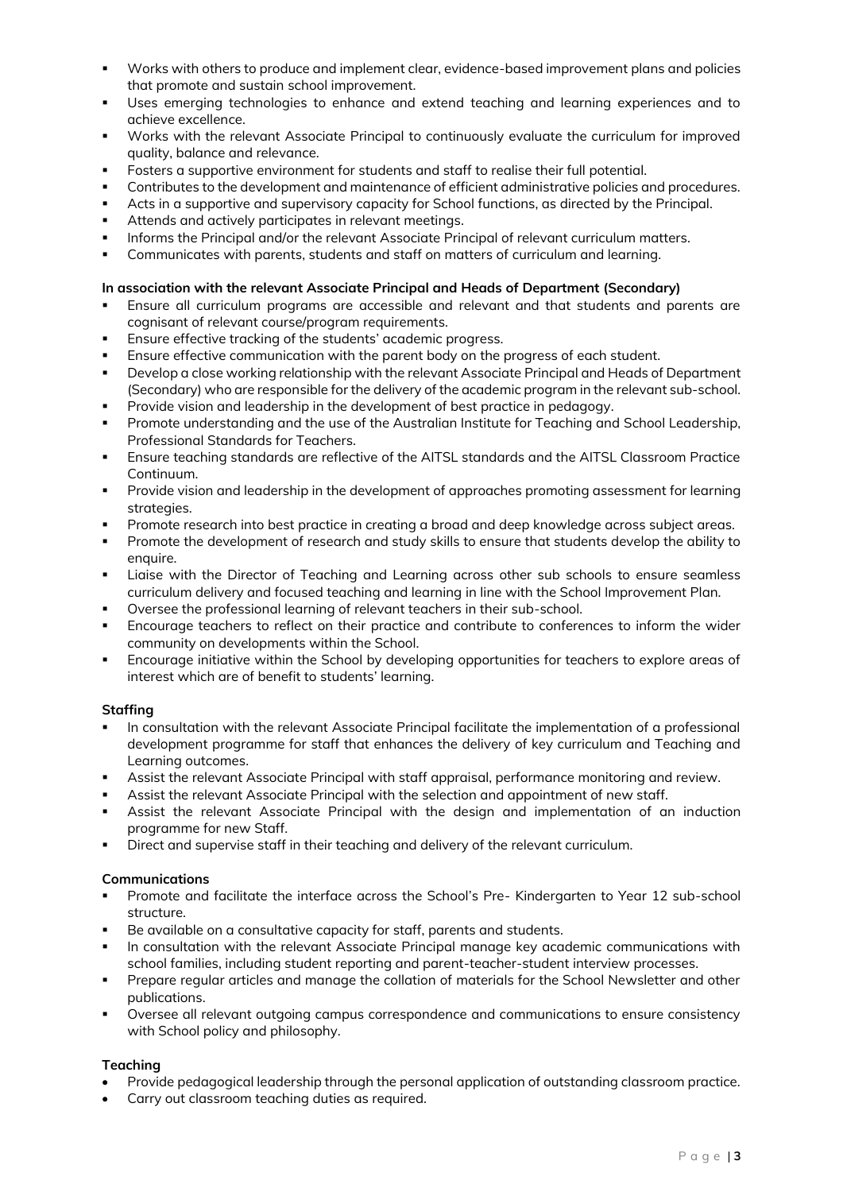- Works with others to produce and implement clear, evidence-based improvement plans and policies that promote and sustain school improvement.
- Uses emerging technologies to enhance and extend teaching and learning experiences and to achieve excellence.
- Works with the relevant Associate Principal to continuously evaluate the curriculum for improved quality, balance and relevance.
- Fosters a supportive environment for students and staff to realise their full potential.
- Contributes to the development and maintenance of efficient administrative policies and procedures.
- Acts in a supportive and supervisory capacity for School functions, as directed by the Principal.
- Attends and actively participates in relevant meetings.
- Informs the Principal and/or the relevant Associate Principal of relevant curriculum matters.
- Communicates with parents, students and staff on matters of curriculum and learning.

**In association with the relevant Associate Principal and Heads of Department (Secondary)**

- Ensure all curriculum programs are accessible and relevant and that students and parents are cognisant of relevant course/program requirements.
- Ensure effective tracking of the students' academic progress.
- Ensure effective communication with the parent body on the progress of each student.
- Develop a close working relationship with the relevant Associate Principal and Heads of Department (Secondary) who are responsible for the delivery of the academic program in the relevant sub-school.
- Provide vision and leadership in the development of best practice in pedagogy.
- Promote understanding and the use of the Australian Institute for Teaching and School Leadership, Professional Standards for Teachers.
- Ensure teaching standards are reflective of the AITSL standards and the AITSL Classroom Practice Continuum.
- Provide vision and leadership in the development of approaches promoting assessment for learning strategies.
- Promote research into best practice in creating a broad and deep knowledge across subject areas.
- Promote the development of research and study skills to ensure that students develop the ability to enquire.
- Liaise with the Director of Teaching and Learning across other sub schools to ensure seamless curriculum delivery and focused teaching and learning in line with the School Improvement Plan.
- Oversee the professional learning of relevant teachers in their sub-school.
- Encourage teachers to reflect on their practice and contribute to conferences to inform the wider community on developments within the School.
- Encourage initiative within the School by developing opportunities for teachers to explore areas of interest which are of benefit to students' learning.

**Staffing**

- In consultation with the relevant Associate Principal facilitate the implementation of a professional development programme for staff that enhances the delivery of key curriculum and Teaching and Learning outcomes.
- Assist the relevant Associate Principal with staff appraisal, performance monitoring and review.
- Assist the relevant Associate Principal with the selection and appointment of new staff.
- Assist the relevant Associate Principal with the design and implementation of an induction programme for new Staff.
- Direct and supervise staff in their teaching and delivery of the relevant curriculum.

**Communications**

- Promote and facilitate the interface across the School's Pre- Kindergarten to Year 12 sub-school structure.
- Be available on a consultative capacity for staff, parents and students.
- In consultation with the relevant Associate Principal manage key academic communications with school families, including student reporting and parent-teacher-student interview processes.
- Prepare regular articles and manage the collation of materials for the School Newsletter and other publications.
- Oversee all relevant outgoing campus correspondence and communications to ensure consistency with School policy and philosophy.

**Teaching**

- Provide pedagogical leadership through the personal application of outstanding classroom practice.
- Carry out classroom teaching duties as required.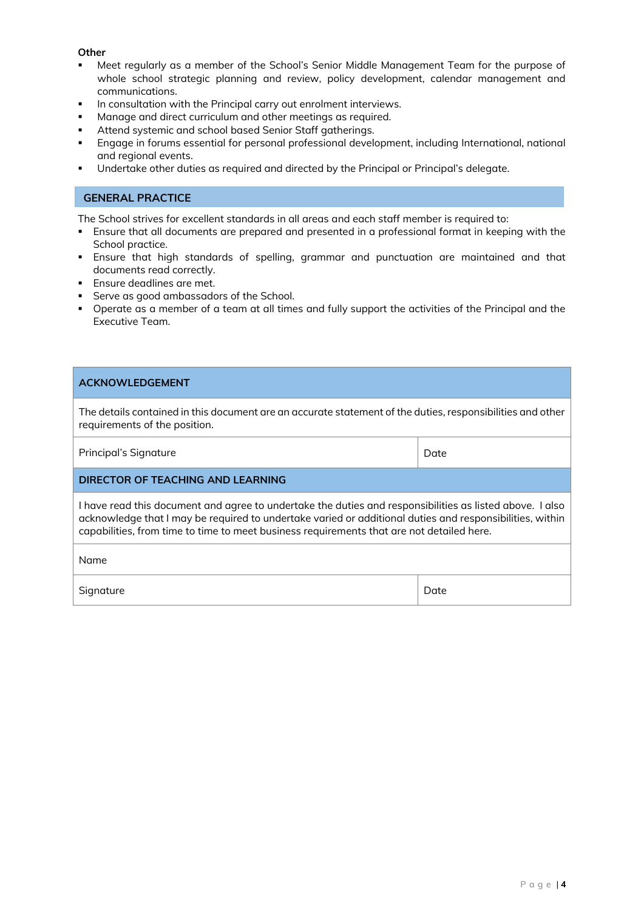**Other**

- Meet regularly as a member of the School's Senior Middle Management Team for the purpose of whole school strategic planning and review, policy development, calendar management and communications.
- In consultation with the Principal carry out enrolment interviews.
- Manage and direct curriculum and other meetings as required.
- Attend systemic and school based Senior Staff gatherings.
- Engage in forums essential for personal professional development, including International, national and regional events.
- Undertake other duties as required and directed by the Principal or Principal's delegate.

## GENERAL PRACTICE

The School strives for excellent standards in all areas and each staff member is required to:

- Ensure that all documents are prepared and presented in a professional format in keeping with the School practice.
- Ensure that high standards of spelling, grammar and punctuation are maintained and that documents read correctly.
- Ensure deadlines are met.
- Serve as good ambassadors of the School.
- Operate as a member of a team at all times and fully support the activities of the Principal and the Executive Team.

| ACKNOWLEDGEMENT | |
|---|---|
| The details contained in this document are an accurate statement of the duties, responsibilities and other requirements of the position. | |
| Principal's Signature | Date |
| **DIRECTOR OF TEACHING AND LEARNING** | |
| I have read this document and agree to undertake the duties and responsibilities as listed above. I also acknowledge that I may be required to undertake varied or additional duties and responsibilities, within capabilities, from time to time to meet business requirements that are not detailed here. | |
| Name | |
| Signature | Date |